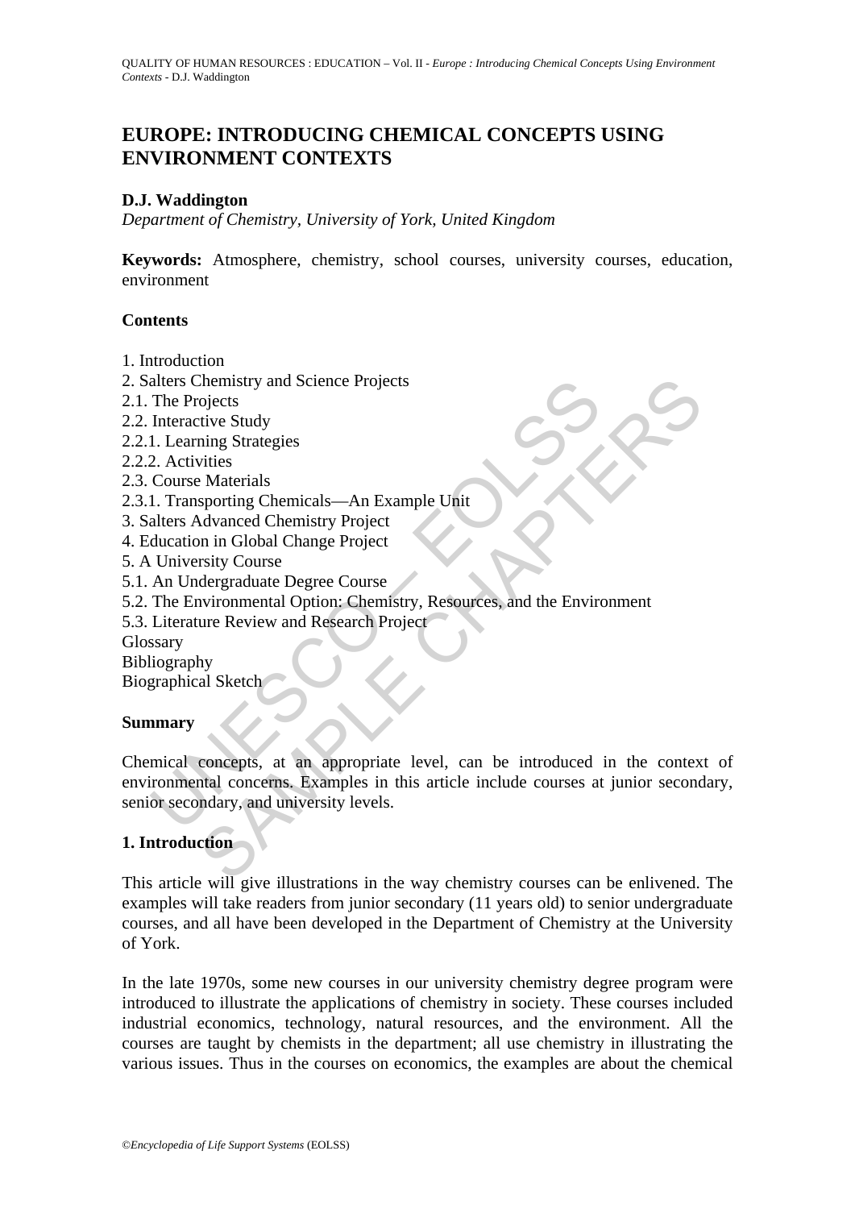# EUROPE: INTRODUCING CHEMICAL CONCEPTS USING ENVIRONMENT CONTEXTS

**D.J. Waddington**

*Department of Chemistry, University of York, United Kingdom*

**Keywords:** Atmosphere, chemistry, school courses, university courses, education, environment

## Contents

1. Introduction
2. Salters Chemistry and Science Projects
2.1. The Projects
2.2. Interactive Study
2.2.1. Learning Strategies
2.2.2. Activities
2.3. Course Materials
2.3.1. Transporting Chemicals—An Example Unit
3. Salters Advanced Chemistry Project
4. Education in Global Change Project
5. A University Course
5.1. An Undergraduate Degree Course
5.2. The Environmental Option: Chemistry, Resources, and the Environment
5.3. Literature Review and Research Project
Glossary
Bibliography
Biographical Sketch

## Summary

Chemical concepts, at an appropriate level, can be introduced in the context of environmental concerns. Examples in this article include courses at junior secondary, senior secondary, and university levels.

## 1. Introduction

This article will give illustrations in the way chemistry courses can be enlivened. The examples will take readers from junior secondary (11 years old) to senior undergraduate courses, and all have been developed in the Department of Chemistry at the University of York.

In the late 1970s, some new courses in our university chemistry degree program were introduced to illustrate the applications of chemistry in society. These courses included industrial economics, technology, natural resources, and the environment. All the courses are taught by chemists in the department; all use chemistry in illustrating the various issues. Thus in the courses on economics, the examples are about the chemical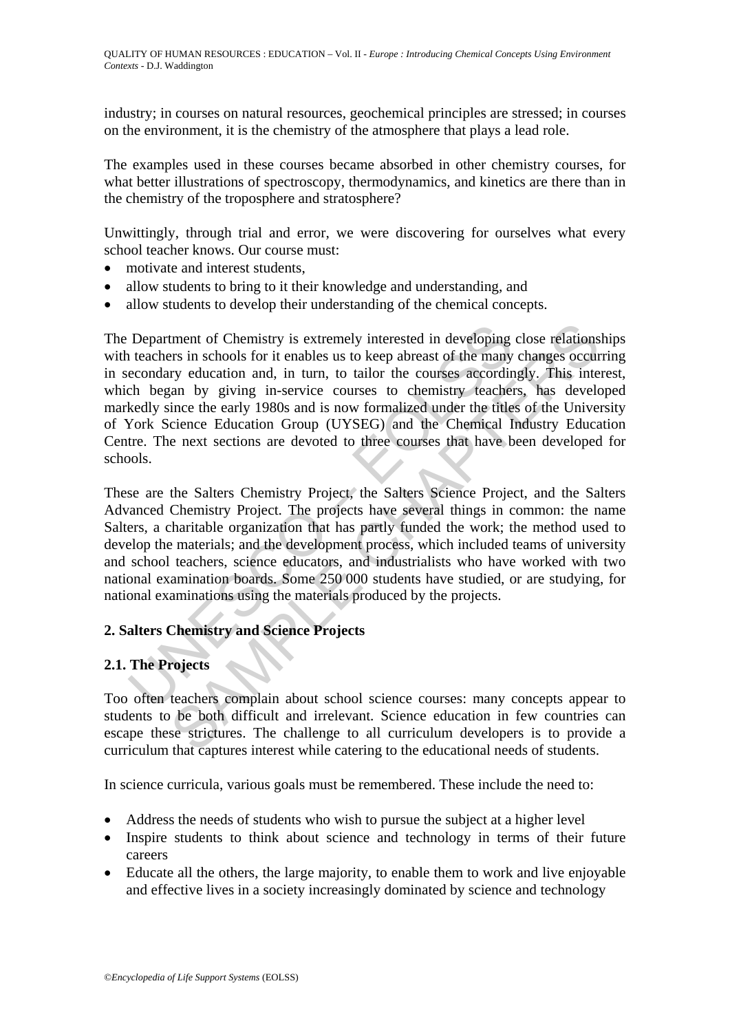industry; in courses on natural resources, geochemical principles are stressed; in courses on the environment, it is the chemistry of the atmosphere that plays a lead role.

The examples used in these courses became absorbed in other chemistry courses, for what better illustrations of spectroscopy, thermodynamics, and kinetics are there than in the chemistry of the troposphere and stratosphere?

Unwittingly, through trial and error, we were discovering for ourselves what every school teacher knows. Our course must:

- motivate and interest students,
- allow students to bring to it their knowledge and understanding, and
- allow students to develop their understanding of the chemical concepts.

The Department of Chemistry is extremely interested in developing close relationships with teachers in schools for it enables us to keep abreast of the many changes occurring in secondary education and, in turn, to tailor the courses accordingly. This interest, which began by giving in-service courses to chemistry teachers, has developed markedly since the early 1980s and is now formalized under the titles of the University of York Science Education Group (UYSEG) and the Chemical Industry Education Centre. The next sections are devoted to three courses that have been developed for schools.

These are the Salters Chemistry Project, the Salters Science Project, and the Salters Advanced Chemistry Project. The projects have several things in common: the name Salters, a charitable organization that has partly funded the work; the method used to develop the materials; and the development process, which included teams of university and school teachers, science educators, and industrialists who have worked with two national examination boards. Some 250 000 students have studied, or are studying, for national examinations using the materials produced by the projects.

## 2. Salters Chemistry and Science Projects

### 2.1. The Projects

Too often teachers complain about school science courses: many concepts appear to students to be both difficult and irrelevant. Science education in few countries can escape these strictures. The challenge to all curriculum developers is to provide a curriculum that captures interest while catering to the educational needs of students.

In science curricula, various goals must be remembered. These include the need to:

- Address the needs of students who wish to pursue the subject at a higher level
- Inspire students to think about science and technology in terms of their future careers
- Educate all the others, the large majority, to enable them to work and live enjoyable and effective lives in a society increasingly dominated by science and technology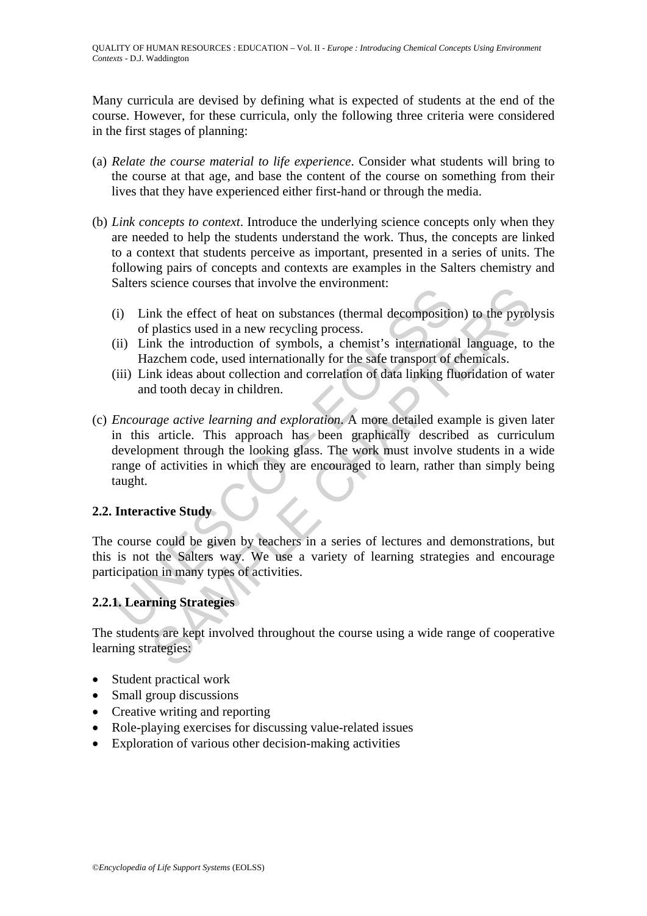Many curricula are devised by defining what is expected of students at the end of the course. However, for these curricula, only the following three criteria were considered in the first stages of planning:

(a) *Relate the course material to life experience*. Consider what students will bring to the course at that age, and base the content of the course on something from their lives that they have experienced either first-hand or through the media.

(b) *Link concepts to context*. Introduce the underlying science concepts only when they are needed to help the students understand the work. Thus, the concepts are linked to a context that students perceive as important, presented in a series of units. The following pairs of concepts and contexts are examples in the Salters chemistry and Salters science courses that involve the environment:

   (i) Link the effect of heat on substances (thermal decomposition) to the pyrolysis of plastics used in a new recycling process.
   (ii) Link the introduction of symbols, a chemist's international language, to the Hazchem code, used internationally for the safe transport of chemicals.
   (iii) Link ideas about collection and correlation of data linking fluoridation of water and tooth decay in children.

(c) *Encourage active learning and exploration*. A more detailed example is given later in this article. This approach has been graphically described as curriculum development through the looking glass. The work must involve students in a wide range of activities in which they are encouraged to learn, rather than simply being taught.

## 2.2. Interactive Study

The course could be given by teachers in a series of lectures and demonstrations, but this is not the Salters way. We use a variety of learning strategies and encourage participation in many types of activities.

### 2.2.1. Learning Strategies

The students are kept involved throughout the course using a wide range of cooperative learning strategies:

- Student practical work
- Small group discussions
- Creative writing and reporting
- Role-playing exercises for discussing value-related issues
- Exploration of various other decision-making activities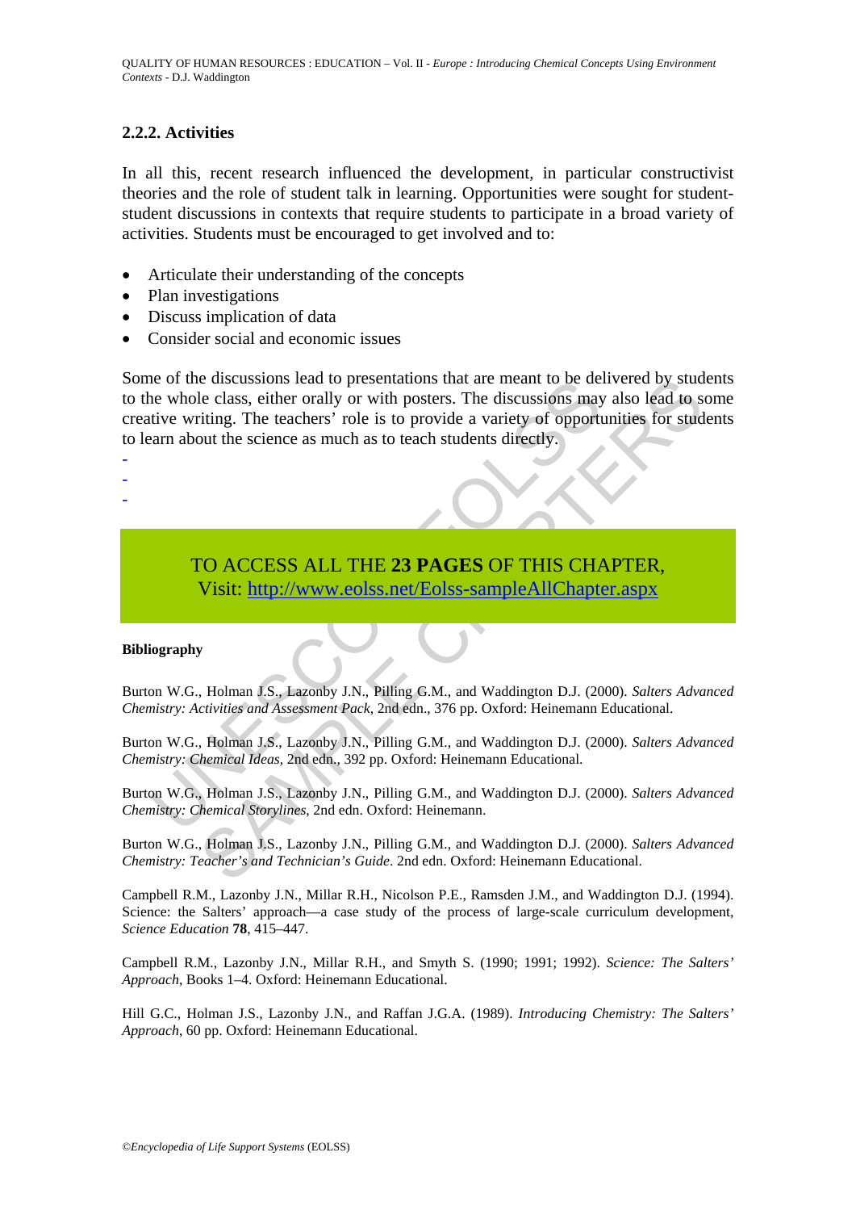### 2.2.2. Activities

In all this, recent research influenced the development, in particular constructivist theories and the role of student talk in learning. Opportunities were sought for student-student discussions in contexts that require students to participate in a broad variety of activities. Students must be encouraged to get involved and to:

- Articulate their understanding of the concepts
- Plan investigations
- Discuss implication of data
- Consider social and economic issues

Some of the discussions lead to presentations that are meant to be delivered by students to the whole class, either orally or with posters. The discussions may also lead to some creative writing. The teachers' role is to provide a variety of opportunities for students to learn about the science as much as to teach students directly.

-
-
-

TO ACCESS ALL THE **23 PAGES** OF THIS CHAPTER,
Visit: http://www.eolss.net/Eolss-sampleAllChapter.aspx

**Bibliography**

Burton W.G., Holman J.S., Lazonby J.N., Pilling G.M., and Waddington D.J. (2000). *Salters Advanced Chemistry: Activities and Assessment Pack*, 2nd edn., 376 pp. Oxford: Heinemann Educational.

Burton W.G., Holman J.S., Lazonby J.N., Pilling G.M., and Waddington D.J. (2000). *Salters Advanced Chemistry: Chemical Ideas*, 2nd edn., 392 pp. Oxford: Heinemann Educational.

Burton W.G., Holman J.S., Lazonby J.N., Pilling G.M., and Waddington D.J. (2000). *Salters Advanced Chemistry: Chemical Storylines*, 2nd edn. Oxford: Heinemann.

Burton W.G., Holman J.S., Lazonby J.N., Pilling G.M., and Waddington D.J. (2000). *Salters Advanced Chemistry: Teacher's and Technician's Guide*. 2nd edn. Oxford: Heinemann Educational.

Campbell R.M., Lazonby J.N., Millar R.H., Nicolson P.E., Ramsden J.M., and Waddington D.J. (1994). Science: the Salters' approach—a case study of the process of large-scale curriculum development, *Science Education* **78**, 415–447.

Campbell R.M., Lazonby J.N., Millar R.H., and Smyth S. (1990; 1991; 1992). *Science: The Salters' Approach*, Books 1–4. Oxford: Heinemann Educational.

Hill G.C., Holman J.S., Lazonby J.N., and Raffan J.G.A. (1989). *Introducing Chemistry: The Salters' Approach*, 60 pp. Oxford: Heinemann Educational.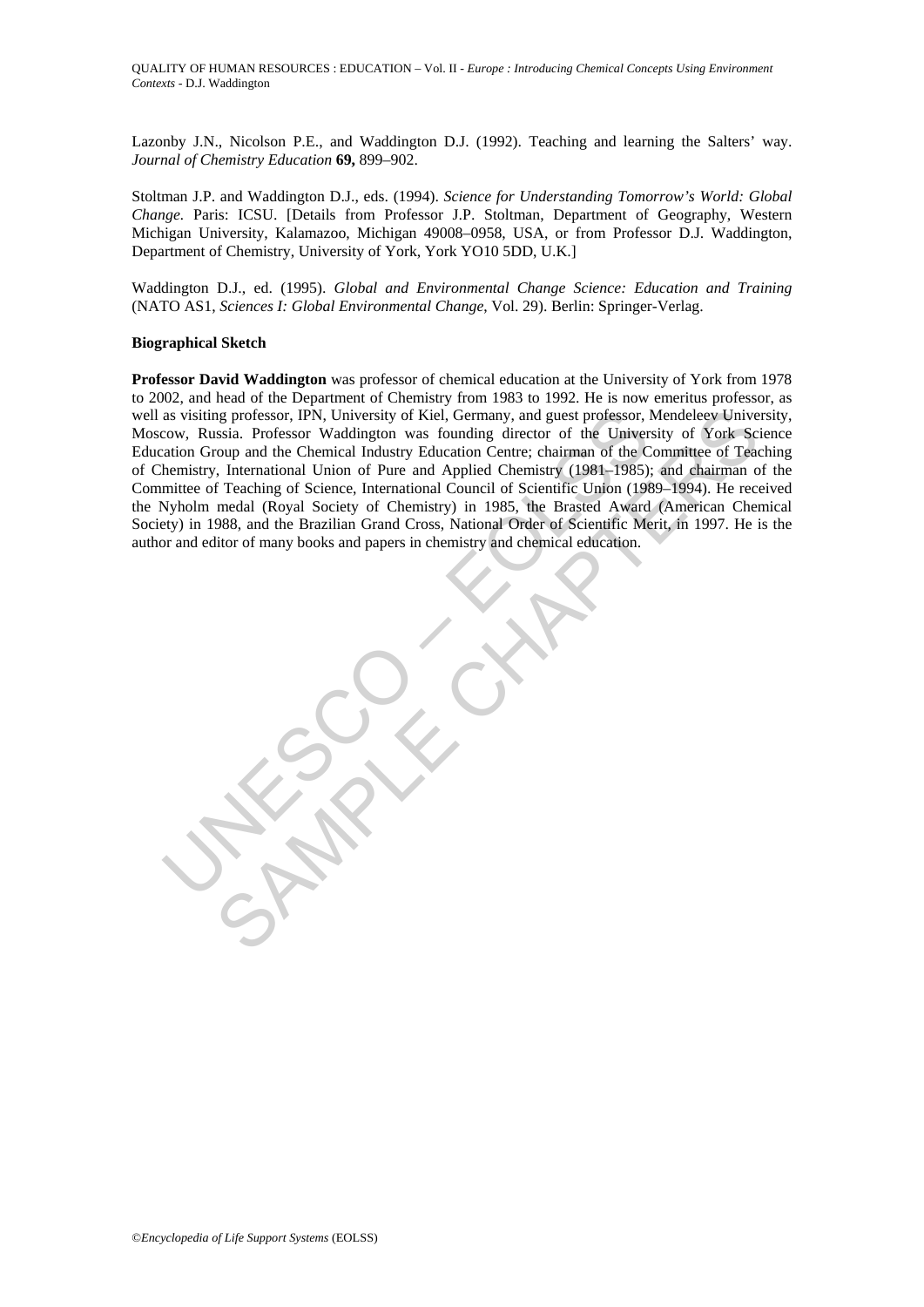Lazonby J.N., Nicolson P.E., and Waddington D.J. (1992). Teaching and learning the Salters' way. *Journal of Chemistry Education* **69,** 899–902.

Stoltman J.P. and Waddington D.J., eds. (1994). *Science for Understanding Tomorrow's World: Global Change.* Paris: ICSU. [Details from Professor J.P. Stoltman, Department of Geography, Western Michigan University, Kalamazoo, Michigan 49008–0958, USA, or from Professor D.J. Waddington, Department of Chemistry, University of York, York YO10 5DD, U.K.]

Waddington D.J., ed. (1995). *Global and Environmental Change Science: Education and Training* (NATO AS1, *Sciences I: Global Environmental Change*, Vol. 29). Berlin: Springer-Verlag.

**Biographical Sketch**

**Professor David Waddington** was professor of chemical education at the University of York from 1978 to 2002, and head of the Department of Chemistry from 1983 to 1992. He is now emeritus professor, as well as visiting professor, IPN, University of Kiel, Germany, and guest professor, Mendeleev University, Moscow, Russia. Professor Waddington was founding director of the University of York Science Education Group and the Chemical Industry Education Centre; chairman of the Committee of Teaching of Chemistry, International Union of Pure and Applied Chemistry (1981–1985); and chairman of the Committee of Teaching of Science, International Council of Scientific Union (1989–1994). He received the Nyholm medal (Royal Society of Chemistry) in 1985, the Brasted Award (American Chemical Society) in 1988, and the Brazilian Grand Cross, National Order of Scientific Merit, in 1997. He is the author and editor of many books and papers in chemistry and chemical education.